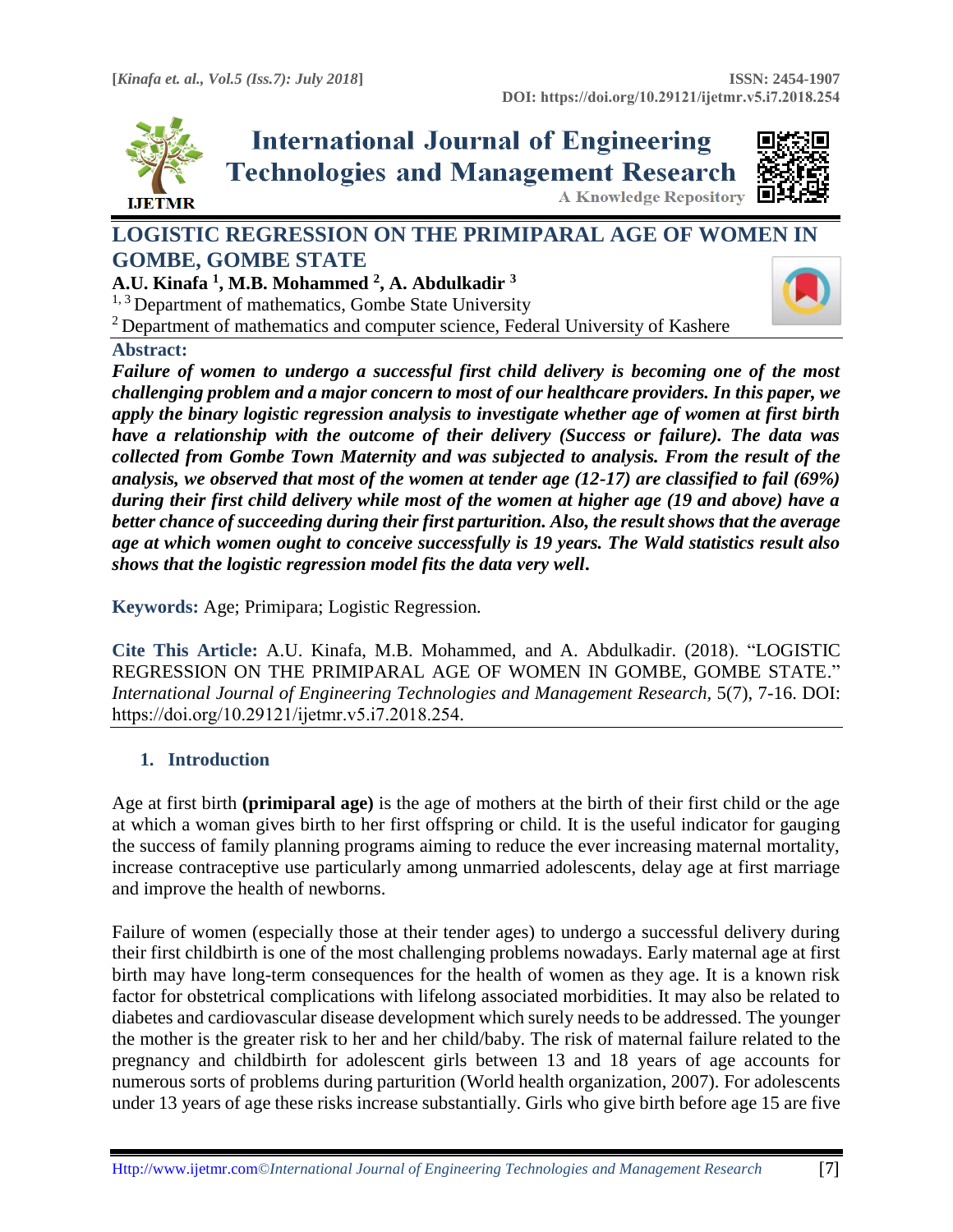# LOGISTIC REGRESSION ON THE PRIMIPARAL AGE OF WOMEN IN GOMBE, GOMBE STATE

**A.U. Kinafa [1], M.B. Mohammed [2], A. Abdulkadir [3]**

[1, 3] Department of mathematics, Gombe State University

[2] Department of mathematics and computer science, Federal University of Kashere

## Abstract:

***Failure of women to undergo a successful first child delivery is becoming one of the most challenging problem and a major concern to most of our healthcare providers. In this paper, we apply the binary logistic regression analysis to investigate whether age of women at first birth have a relationship with the outcome of their delivery (Success or failure). The data was collected from Gombe Town Maternity and was subjected to analysis. From the result of the analysis, we observed that most of the women at tender age (12-17) are classified to fail (69%) during their first child delivery while most of the women at higher age (19 and above) have a better chance of succeeding during their first parturition. Also, the result shows that the average age at which women ought to conceive successfully is 19 years. The Wald statistics result also shows that the logistic regression model fits the data very well.***

**Keywords:** Age; Primipara; Logistic Regression.

**Cite This Article:** A.U. Kinafa, M.B. Mohammed, and A. Abdulkadir. (2018). "LOGISTIC REGRESSION ON THE PRIMIPARAL AGE OF WOMEN IN GOMBE, GOMBE STATE." *International Journal of Engineering Technologies and Management Research,* 5(7), 7-16. DOI: https://doi.org/10.29121/ijetmr.v5.i7.2018.254.

## 1. Introduction

Age at first birth **(primiparal age)** is the age of mothers at the birth of their first child or the age at which a woman gives birth to her first offspring or child. It is the useful indicator for gauging the success of family planning programs aiming to reduce the ever increasing maternal mortality, increase contraceptive use particularly among unmarried adolescents, delay age at first marriage and improve the health of newborns.

Failure of women (especially those at their tender ages) to undergo a successful delivery during their first childbirth is one of the most challenging problems nowadays. Early maternal age at first birth may have long-term consequences for the health of women as they age. It is a known risk factor for obstetrical complications with lifelong associated morbidities. It may also be related to diabetes and cardiovascular disease development which surely needs to be addressed. The younger the mother is the greater risk to her and her child/baby. The risk of maternal failure related to the pregnancy and childbirth for adolescent girls between 13 and 18 years of age accounts for numerous sorts of problems during parturition (World health organization, 2007). For adolescents under 13 years of age these risks increase substantially. Girls who give birth before age 15 are five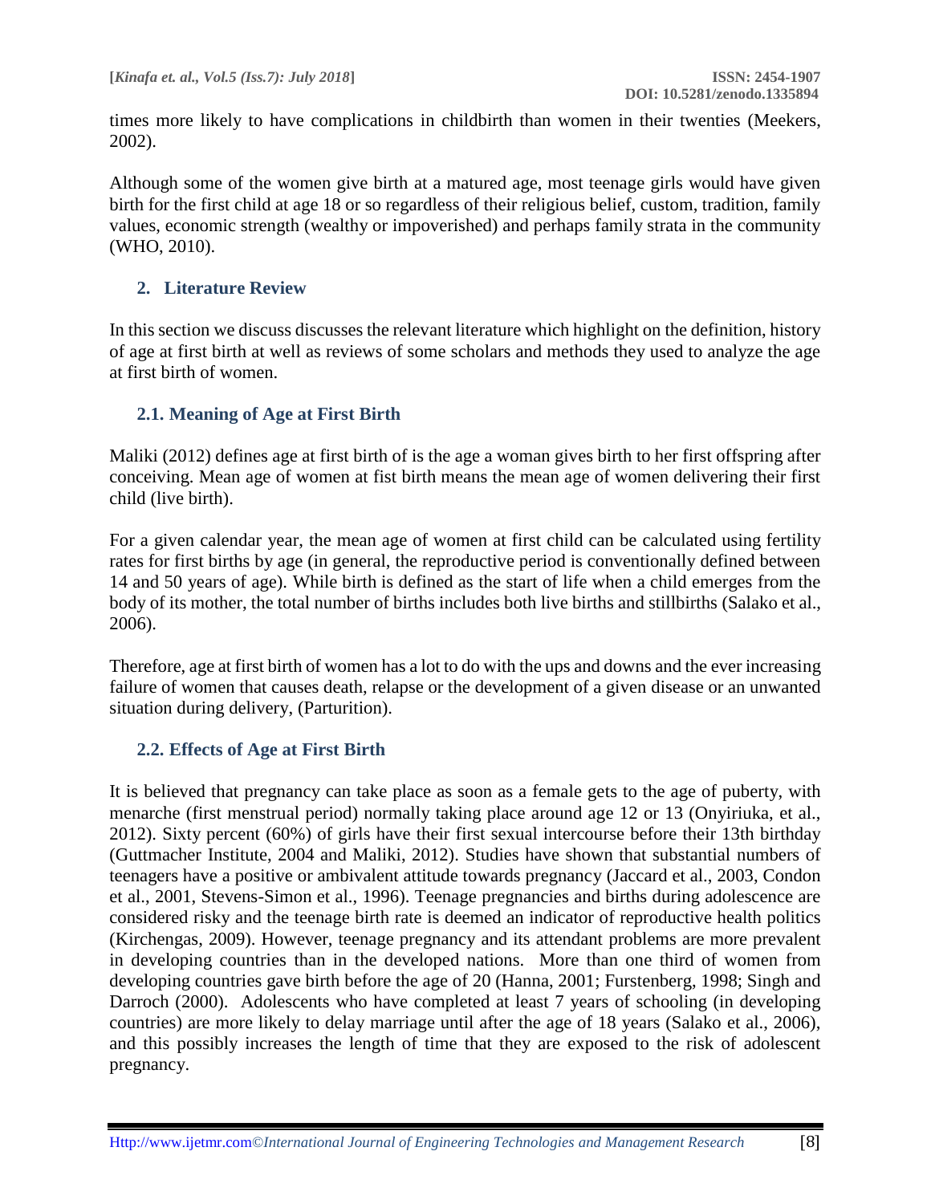times more likely to have complications in childbirth than women in their twenties (Meekers, 2002).

Although some of the women give birth at a matured age, most teenage girls would have given birth for the first child at age 18 or so regardless of their religious belief, custom, tradition, family values, economic strength (wealthy or impoverished) and perhaps family strata in the community (WHO, 2010).

## 2. Literature Review

In this section we discuss discusses the relevant literature which highlight on the definition, history of age at first birth at well as reviews of some scholars and methods they used to analyze the age at first birth of women.

### 2.1. Meaning of Age at First Birth

Maliki (2012) defines age at first birth of is the age a woman gives birth to her first offspring after conceiving. Mean age of women at fist birth means the mean age of women delivering their first child (live birth).

For a given calendar year, the mean age of women at first child can be calculated using fertility rates for first births by age (in general, the reproductive period is conventionally defined between 14 and 50 years of age). While birth is defined as the start of life when a child emerges from the body of its mother, the total number of births includes both live births and stillbirths (Salako et al., 2006).

Therefore, age at first birth of women has a lot to do with the ups and downs and the ever increasing failure of women that causes death, relapse or the development of a given disease or an unwanted situation during delivery, (Parturition).

### 2.2. Effects of Age at First Birth

It is believed that pregnancy can take place as soon as a female gets to the age of puberty, with menarche (first menstrual period) normally taking place around age 12 or 13 (Onyiriuka, et al., 2012). Sixty percent (60%) of girls have their first sexual intercourse before their 13th birthday (Guttmacher Institute, 2004 and Maliki, 2012). Studies have shown that substantial numbers of teenagers have a positive or ambivalent attitude towards pregnancy (Jaccard et al., 2003, Condon et al., 2001, Stevens-Simon et al., 1996). Teenage pregnancies and births during adolescence are considered risky and the teenage birth rate is deemed an indicator of reproductive health politics (Kirchengas, 2009). However, teenage pregnancy and its attendant problems are more prevalent in developing countries than in the developed nations. More than one third of women from developing countries gave birth before the age of 20 (Hanna, 2001; Furstenberg, 1998; Singh and Darroch (2000). Adolescents who have completed at least 7 years of schooling (in developing countries) are more likely to delay marriage until after the age of 18 years (Salako et al., 2006), and this possibly increases the length of time that they are exposed to the risk of adolescent pregnancy.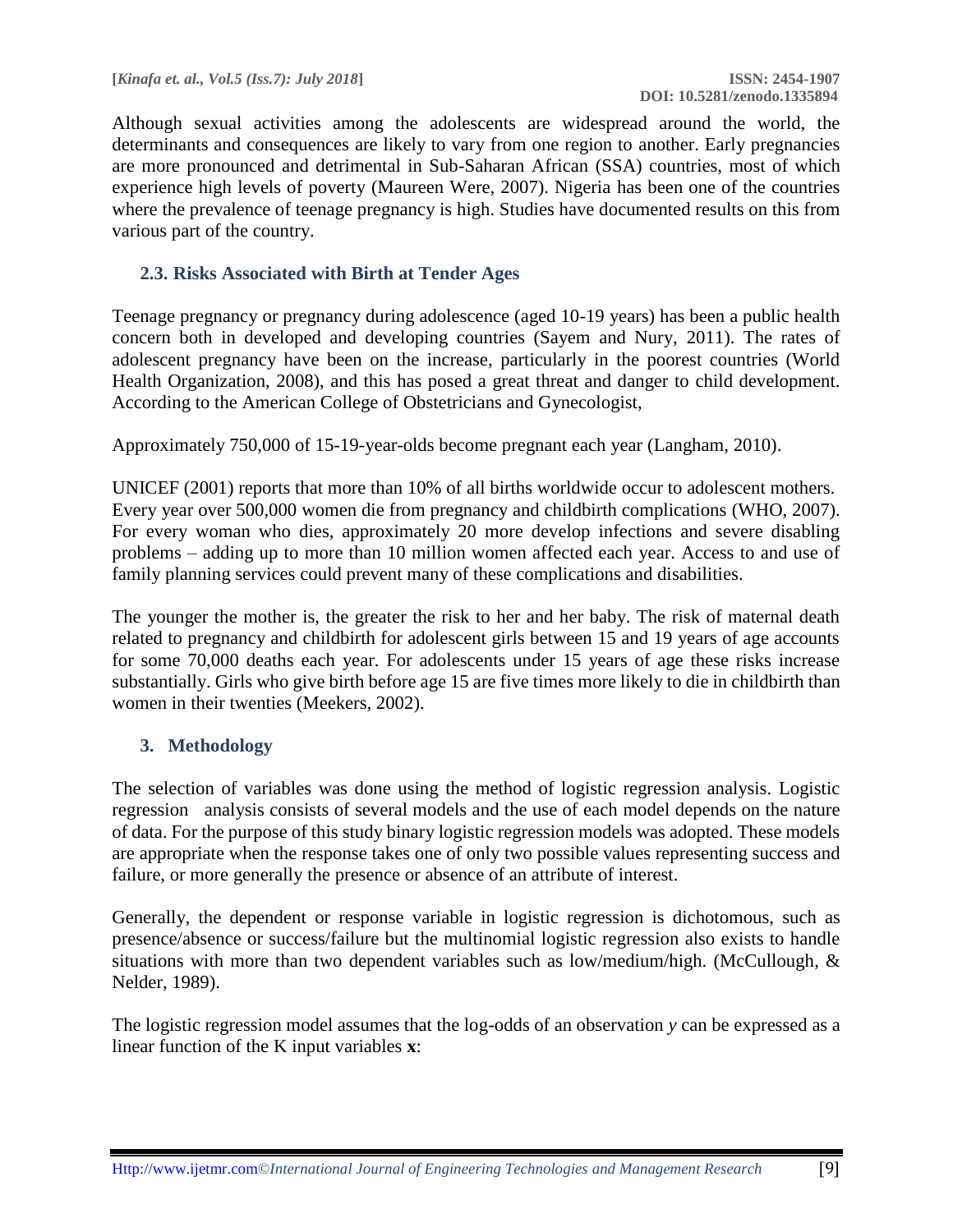Although sexual activities among the adolescents are widespread around the world, the determinants and consequences are likely to vary from one region to another. Early pregnancies are more pronounced and detrimental in Sub-Saharan African (SSA) countries, most of which experience high levels of poverty (Maureen Were, 2007). Nigeria has been one of the countries where the prevalence of teenage pregnancy is high. Studies have documented results on this from various part of the country.

### 2.3. Risks Associated with Birth at Tender Ages

Teenage pregnancy or pregnancy during adolescence (aged 10-19 years) has been a public health concern both in developed and developing countries (Sayem and Nury, 2011). The rates of adolescent pregnancy have been on the increase, particularly in the poorest countries (World Health Organization, 2008), and this has posed a great threat and danger to child development. According to the American College of Obstetricians and Gynecologist,

Approximately 750,000 of 15-19-year-olds become pregnant each year (Langham, 2010).

UNICEF (2001) reports that more than 10% of all births worldwide occur to adolescent mothers. Every year over 500,000 women die from pregnancy and childbirth complications (WHO, 2007). For every woman who dies, approximately 20 more develop infections and severe disabling problems – adding up to more than 10 million women affected each year. Access to and use of family planning services could prevent many of these complications and disabilities.

The younger the mother is, the greater the risk to her and her baby. The risk of maternal death related to pregnancy and childbirth for adolescent girls between 15 and 19 years of age accounts for some 70,000 deaths each year. For adolescents under 15 years of age these risks increase substantially. Girls who give birth before age 15 are five times more likely to die in childbirth than women in their twenties (Meekers, 2002).

## 3. Methodology

The selection of variables was done using the method of logistic regression analysis. Logistic regression analysis consists of several models and the use of each model depends on the nature of data. For the purpose of this study binary logistic regression models was adopted. These models are appropriate when the response takes one of only two possible values representing success and failure, or more generally the presence or absence of an attribute of interest.

Generally, the dependent or response variable in logistic regression is dichotomous, such as presence/absence or success/failure but the multinomial logistic regression also exists to handle situations with more than two dependent variables such as low/medium/high. (McCullough, & Nelder, 1989).

The logistic regression model assumes that the log-odds of an observation $y$ can be expressed as a linear function of the K input variables $\mathbf{x}$: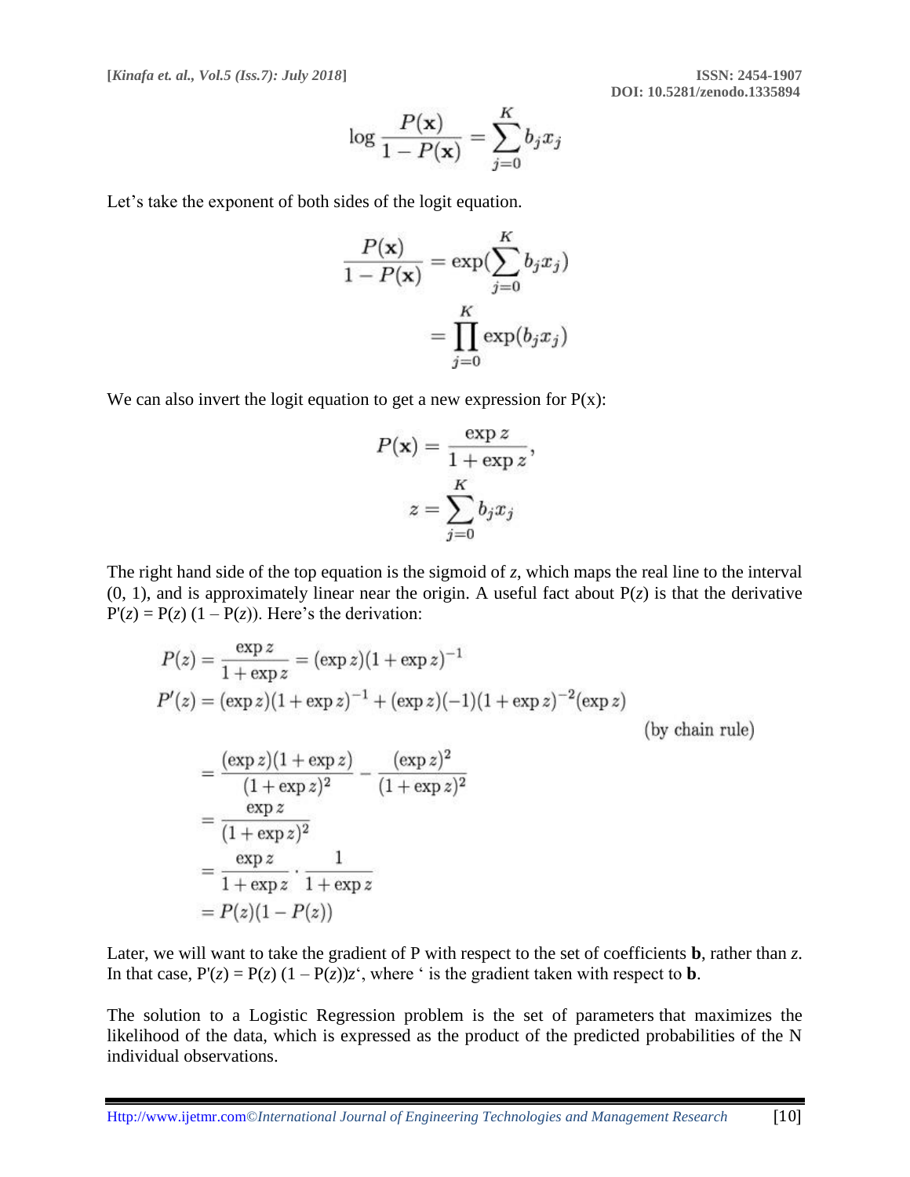$$\log \frac{P(\mathbf{x})}{1 - P(\mathbf{x})} = \sum_{j=0}^{K} b_j x_j$$

Let's take the exponent of both sides of the logit equation.

$$\frac{P(\mathbf{x})}{1 - P(\mathbf{x})} = \exp(\sum_{j=0}^{K} b_j x_j)$$

$$= \prod_{j=0}^{K} \exp(b_j x_j)$$

We can also invert the logit equation to get a new expression for P(x):

$$P(\mathbf{x}) = \frac{\exp z}{1 + \exp z},$$

$$z = \sum_{j=0}^{K} b_j x_j$$

The right hand side of the top equation is the sigmoid of $z$, which maps the real line to the interval (0, 1), and is approximately linear near the origin. A useful fact about $P(z)$ is that the derivative $P'(z) = P(z)(1 - P(z))$. Here's the derivation:

$$P(z) = \frac{\exp z}{1 + \exp z} = (\exp z)(1 + \exp z)^{-1}$$

$$P'(z) = (\exp z)(1 + \exp z)^{-1} + (\exp z)(-1)(1 + \exp z)^{-2}(\exp z) \quad \text{(by chain rule)}$$

$$= \frac{(\exp z)(1 + \exp z)}{(1 + \exp z)^2} - \frac{(\exp z)^2}{(1 + \exp z)^2}$$

$$= \frac{\exp z}{(1 + \exp z)^2}$$

$$= \frac{\exp z}{1 + \exp z} \cdot \frac{1}{1 + \exp z}$$

$$= P(z)(1 - P(z))$$

Later, we will want to take the gradient of P with respect to the set of coefficients **b**, rather than $z$. In that case, $P'(z) = P(z)(1 - P(z))z'$, where ' is the gradient taken with respect to **b**.

The solution to a Logistic Regression problem is the set of parameters that maximizes the likelihood of the data, which is expressed as the product of the predicted probabilities of the N individual observations.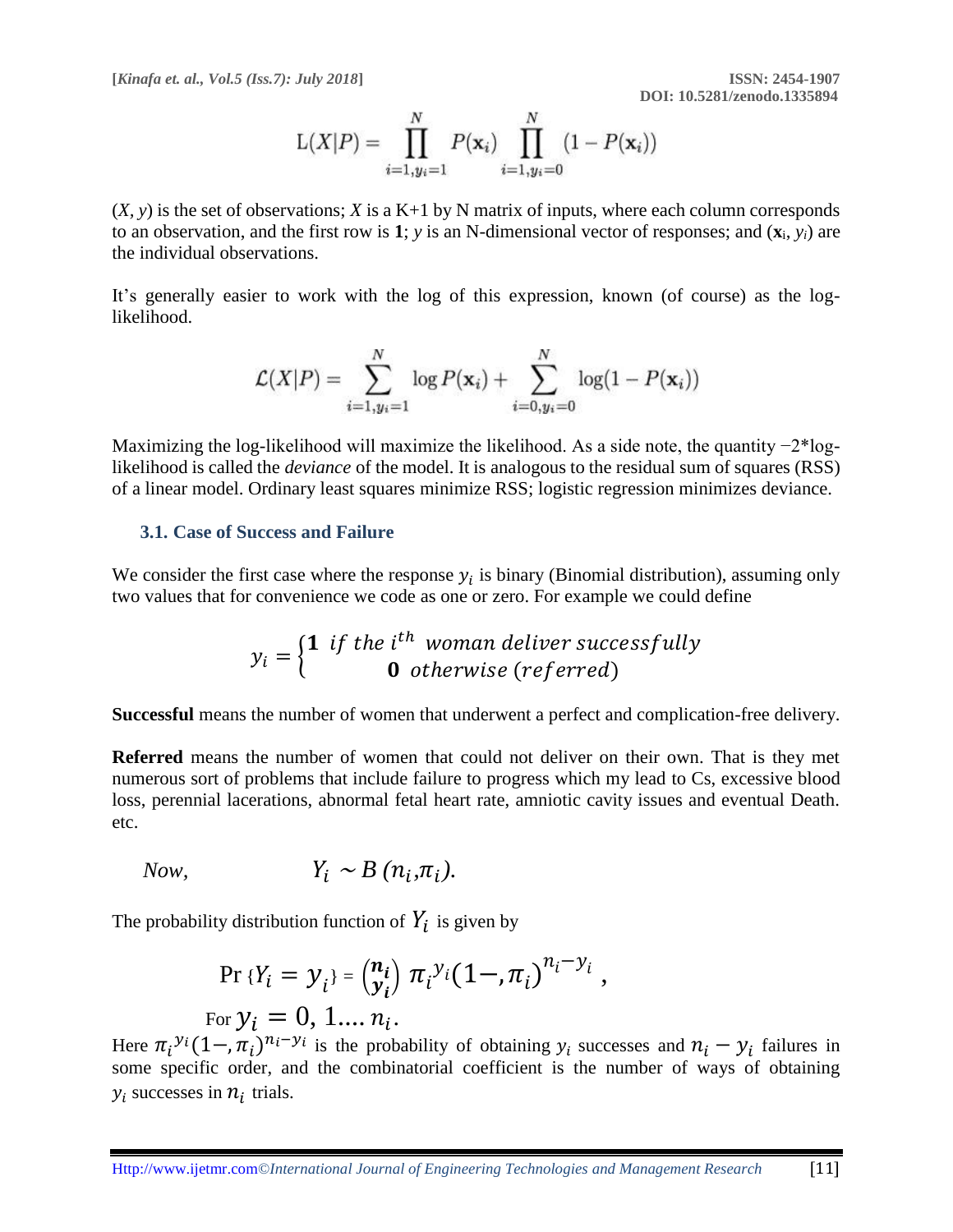$$L(X|P) = \prod_{i=1, y_i=1}^{N} P(\mathbf{x}_i) \prod_{i=1, y_i=0}^{N} (1 - P(\mathbf{x}_i))$$

($X$, $y$) is the set of observations; $X$ is a K+1 by N matrix of inputs, where each column corresponds to an observation, and the first row is **1**; $y$ is an N-dimensional vector of responses; and ($\mathbf{x}_i$, $y_i$) are the individual observations.

It's generally easier to work with the log of this expression, known (of course) as the log-likelihood.

$$\mathcal{L}(X|P) = \sum_{i=1, y_i=1}^{N} \log P(\mathbf{x}_i) + \sum_{i=0, y_i=0}^{N} \log(1 - P(\mathbf{x}_i))$$

Maximizing the log-likelihood will maximize the likelihood. As a side note, the quantity −2*log-likelihood is called the *deviance* of the model. It is analogous to the residual sum of squares (RSS) of a linear model. Ordinary least squares minimize RSS; logistic regression minimizes deviance.

### 3.1. Case of Success and Failure

We consider the first case where the response $y_i$ is binary (Binomial distribution), assuming only two values that for convenience we code as one or zero. For example we could define

$$y_i = \begin{cases} \mathbf{1} \ \ if \ the \ i^{th} \ woman \ deliver \ successfully \\ \mathbf{0} \ \ otherwise \ (referred) \end{cases}$$

**Successful** means the number of women that underwent a perfect and complication-free delivery.

**Referred** means the number of women that could not deliver on their own. That is they met numerous sort of problems that include failure to progress which my lead to Cs, excessive blood loss, perennial lacerations, abnormal fetal heart rate, amniotic cavity issues and eventual Death. etc.

*Now,* $\quad Y_i \sim B\,(n_i, \pi_i).$

The probability distribution function of $Y_i$ is given by

$$\Pr\{Y_i = y_i\} = \binom{n_i}{y_i} \pi_i^{y_i} (1 -, \pi_i)^{n_i - y_i},$$

For $y_i = 0, 1 \ldots . n_i$.

Here $\pi_i^{y_i}(1-, \pi_i)^{n_i - y_i}$ is the probability of obtaining $y_i$ successes and $n_i - y_i$ failures in some specific order, and the combinatorial coefficient is the number of ways of obtaining $y_i$ successes in $n_i$ trials.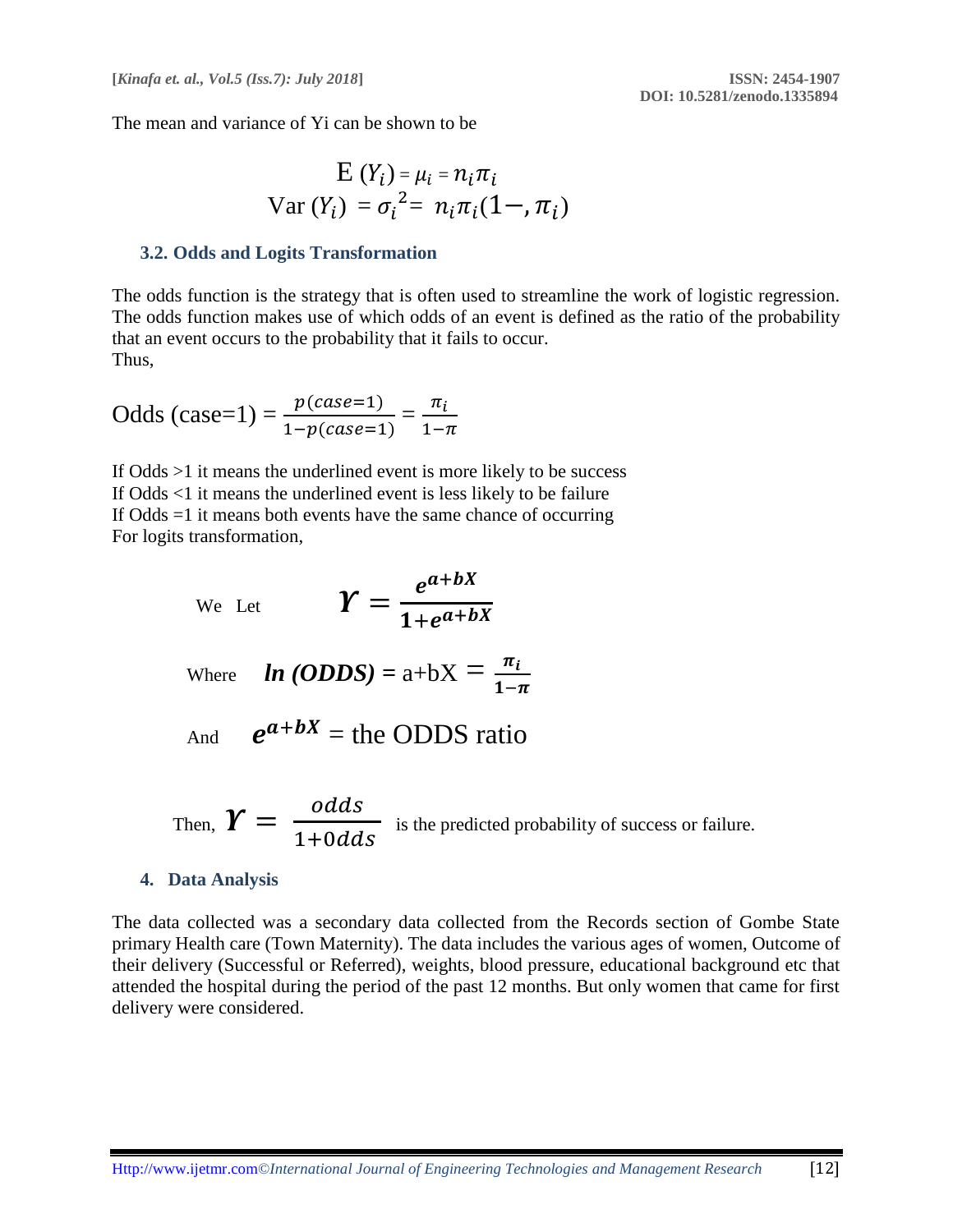The mean and variance of Yi can be shown to be

$$\text{E}\,(Y_i) = \mu_i = n_i\pi_i$$
$$\text{Var}\,(Y_i) = \sigma_i^{\,2} = n_i\pi_i(1-,\pi_i)$$

### 3.2. Odds and Logits Transformation

The odds function is the strategy that is often used to streamline the work of logistic regression. The odds function makes use of which odds of an event is defined as the ratio of the probability that an event occurs to the probability that it fails to occur.
Thus,

$$\text{Odds (case=1)} = \frac{p(case=1)}{1-p(case=1)} = \frac{\pi_i}{1-\pi}$$

If Odds >1 it means the underlined event is more likely to be success
If Odds <1 it means the underlined event is less likely to be failure
If Odds =1 it means both events have the same chance of occurring
For logits transformation,

We Let $$\boldsymbol{Y} = \frac{\boldsymbol{e^{a+bX}}}{\boldsymbol{1+e^{a+bX}}}$$

Where $$\boldsymbol{ln\ (ODDS)} = \text{a+bX} = \frac{\boldsymbol{\pi_i}}{\boldsymbol{1-\pi}}$$

And $$\boldsymbol{e^{a+bX}} = \text{the ODDS ratio}$$

Then, $\boldsymbol{Y} = \dfrac{odds}{1+0dds}$ is the predicted probability of success or failure.

## 4. Data Analysis

The data collected was a secondary data collected from the Records section of Gombe State primary Health care (Town Maternity). The data includes the various ages of women, Outcome of their delivery (Successful or Referred), weights, blood pressure, educational background etc that attended the hospital during the period of the past 12 months. But only women that came for first delivery were considered.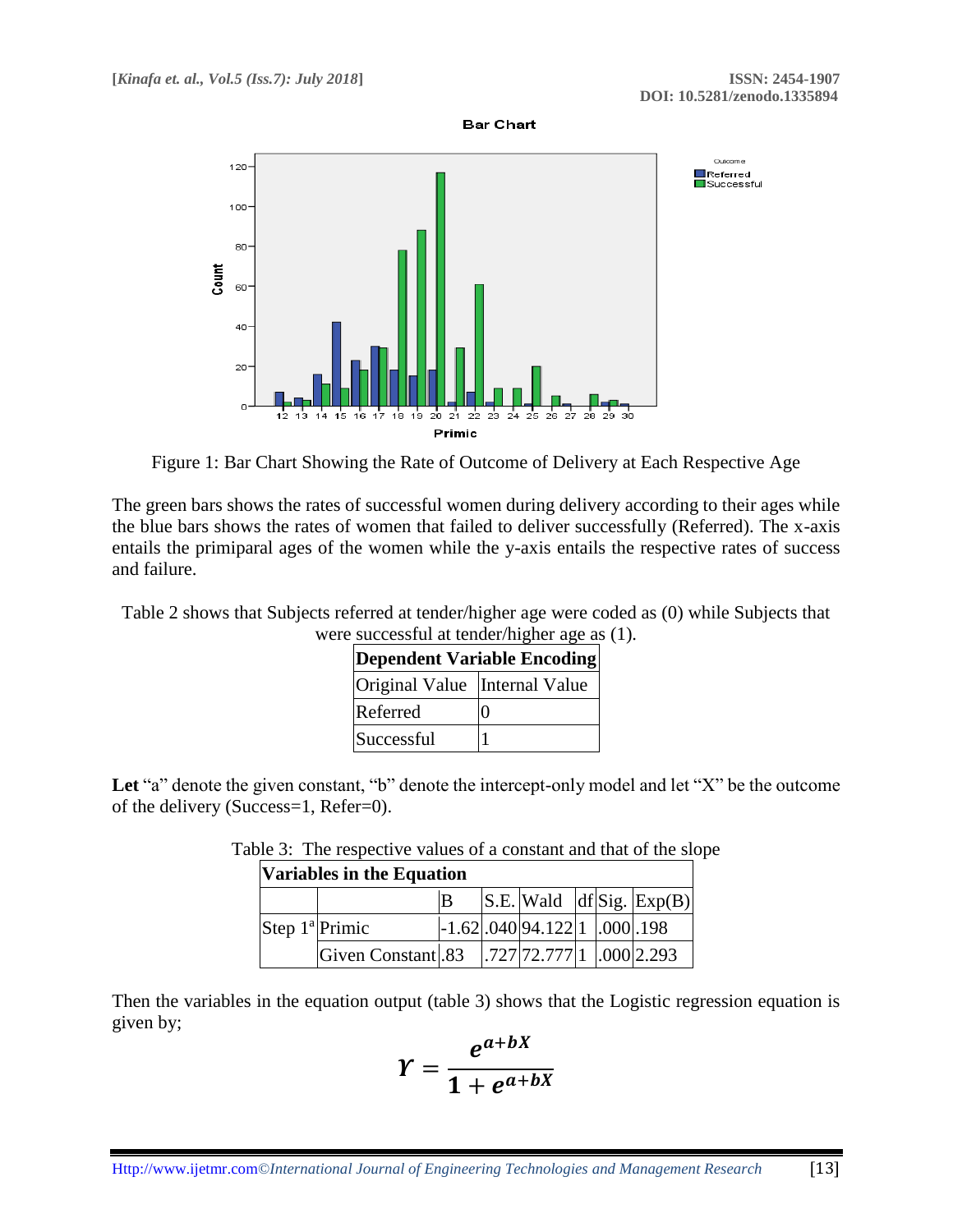Figure 1: Bar Chart Showing the Rate of Outcome of Delivery at Each Respective Age

The green bars shows the rates of successful women during delivery according to their ages while the blue bars shows the rates of women that failed to deliver successfully (Referred). The x-axis entails the primiparal ages of the women while the y-axis entails the respective rates of success and failure.

Table 2 shows that Subjects referred at tender/higher age were coded as (0) while Subjects that were successful at tender/higher age as (1).

| **Dependent Variable Encoding** | |
|---|---|
| Original Value | Internal Value |
| Referred | 0 |
| Successful | 1 |

**Let** "a" denote the given constant, "b" denote the intercept-only model and let "X" be the outcome of the delivery (Success=1, Refer=0).

Table 3: The respective values of a constant and that of the slope

| **Variables in the Equation** | | | | | | | |
|---|---|---|---|---|---|---|---|
| | | B | S.E. | Wald | df | Sig. | Exp(B) |
| Step 1[a] | Primic | -1.62 | .040 | 94.122 | 1 | .000 | .198 |
| | Given Constant | .83 | .727 | 72.777 | 1 | .000 | 2.293 |

Then the variables in the equation output (table 3) shows that the Logistic regression equation is given by;

$$\Upsilon = \frac{e^{a+bX}}{1 + e^{a+bX}}$$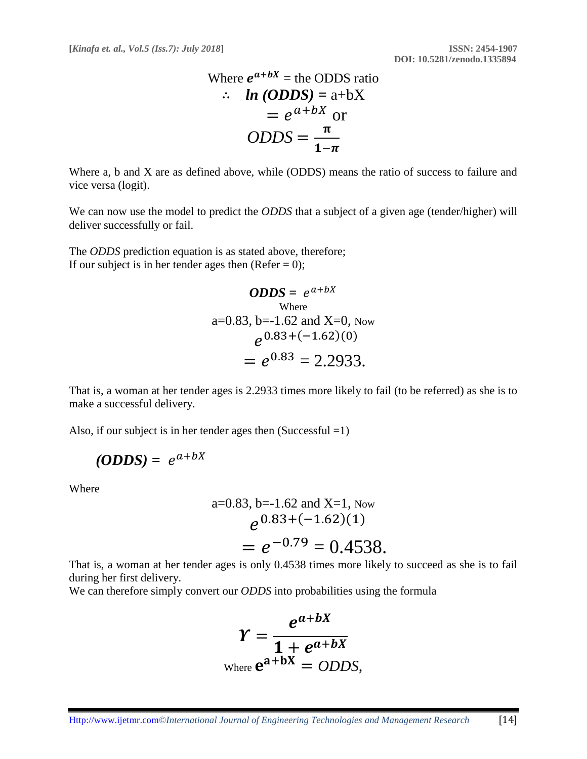$$\text{Where } \boldsymbol{e^{a+bX}} = \text{the ODDS ratio}$$

$$\therefore \quad \boldsymbol{ln\ (ODDS)} = \text{a+bX}$$

$$= e^{a+bX} \text{ or}$$

$$ODDS = \frac{\boldsymbol{\pi}}{\boldsymbol{1-\pi}}$$

Where a, b and X are as defined above, while (ODDS) means the ratio of success to failure and vice versa (logit).

We can now use the model to predict the *ODDS* that a subject of a given age (tender/higher) will deliver successfully or fail.

The *ODDS* prediction equation is as stated above, therefore;
If our subject is in her tender ages then (Refer = 0);

$$\boldsymbol{ODDS} = e^{a+bX}$$

Where

a=0.83, b=-1.62 and X=0, Now

$$e^{0.83+(-1.62)(0)}$$

$$= e^{0.83} = 2.2933.$$

That is, a woman at her tender ages is 2.2933 times more likely to fail (to be referred) as she is to make a successful delivery.

Also, if our subject is in her tender ages then (Successful =1)

$$\boldsymbol{(ODDS)} = e^{a+bX}$$

Where

a=0.83, b=-1.62 and X=1, Now

$$e^{0.83+(-1.62)(1)}$$

$$= e^{-0.79} = 0.4538.$$

That is, a woman at her tender ages is only 0.4538 times more likely to succeed as she is to fail during her first delivery.
We can therefore simply convert our *ODDS* into probabilities using the formula

$$\boldsymbol{\Upsilon} = \frac{\boldsymbol{e^{a+bX}}}{\boldsymbol{1 + e^{a+bX}}}$$

$$\text{Where } \mathbf{e^{a+bX}} = \textit{ODDS},$$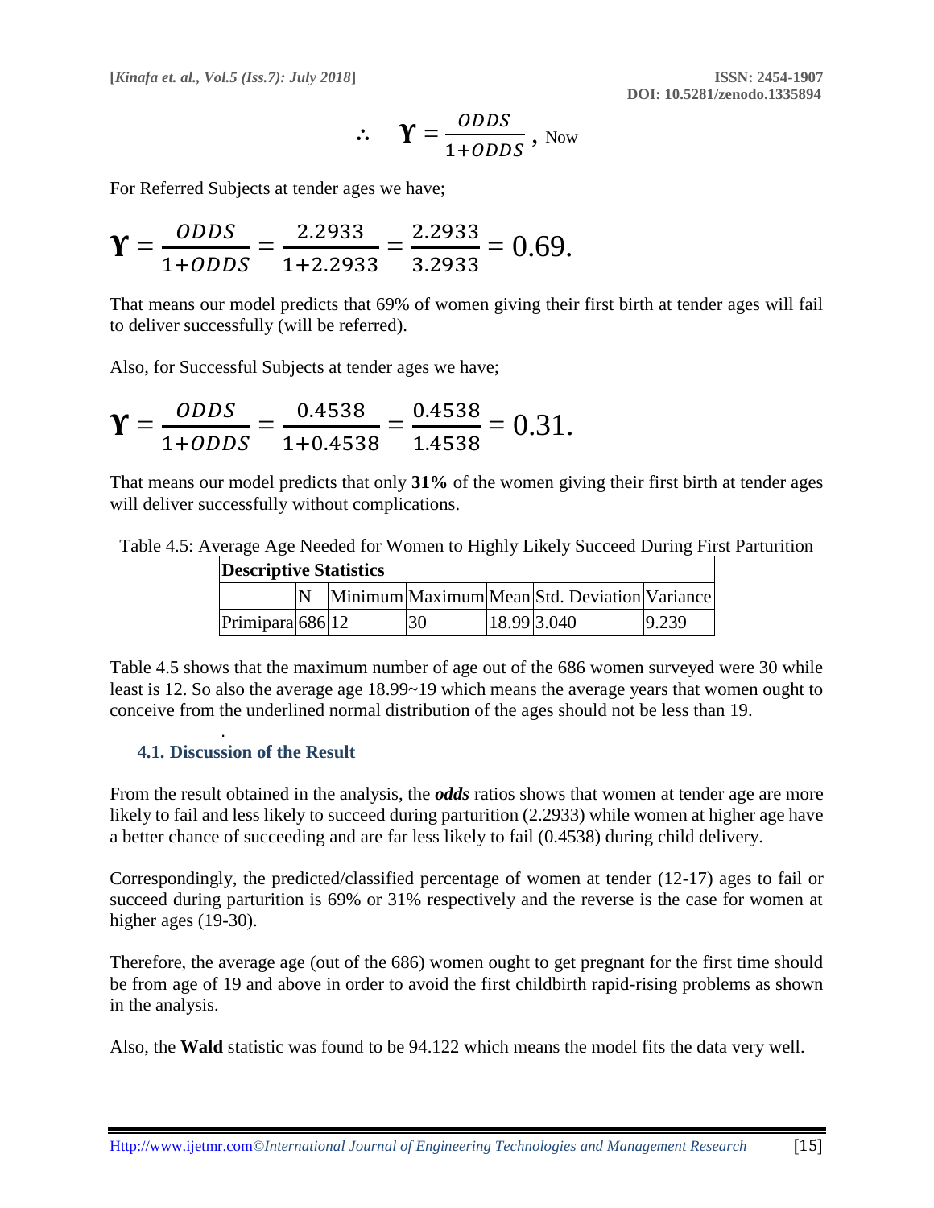$$\therefore \quad \Upsilon = \frac{ODDS}{1+ODDS}$$ , Now

For Referred Subjects at tender ages we have;

$$\Upsilon = \frac{ODDS}{1+ODDS} = \frac{2.2933}{1+2.2933} = \frac{2.2933}{3.2933} = 0.69.$$

That means our model predicts that 69% of women giving their first birth at tender ages will fail to deliver successfully (will be referred).

Also, for Successful Subjects at tender ages we have;

$$\Upsilon = \frac{ODDS}{1+ODDS} = \frac{0.4538}{1+0.4538} = \frac{0.4538}{1.4538} = 0.31.$$

That means our model predicts that only **31%** of the women giving their first birth at tender ages will deliver successfully without complications.

Table 4.5: Average Age Needed for Women to Highly Likely Succeed During First Parturition

| Descriptive Statistics | | | | | | |
|---|---|---|---|---|---|---|
| | N | Minimum | Maximum | Mean | Std. Deviation | Variance |
| Primipara | 686 | 12 | 30 | 18.99 | 3.040 | 9.239 |

Table 4.5 shows that the maximum number of age out of the 686 women surveyed were 30 while least is 12. So also the average age 18.99~19 which means the average years that women ought to conceive from the underlined normal distribution of the ages should not be less than 19.

### 4.1. Discussion of the Result

From the result obtained in the analysis, the ***odds*** ratios shows that women at tender age are more likely to fail and less likely to succeed during parturition (2.2933) while women at higher age have a better chance of succeeding and are far less likely to fail (0.4538) during child delivery.

Correspondingly, the predicted/classified percentage of women at tender (12-17) ages to fail or succeed during parturition is 69% or 31% respectively and the reverse is the case for women at higher ages (19-30).

Therefore, the average age (out of the 686) women ought to get pregnant for the first time should be from age of 19 and above in order to avoid the first childbirth rapid-rising problems as shown in the analysis.

Also, the **Wald** statistic was found to be 94.122 which means the model fits the data very well.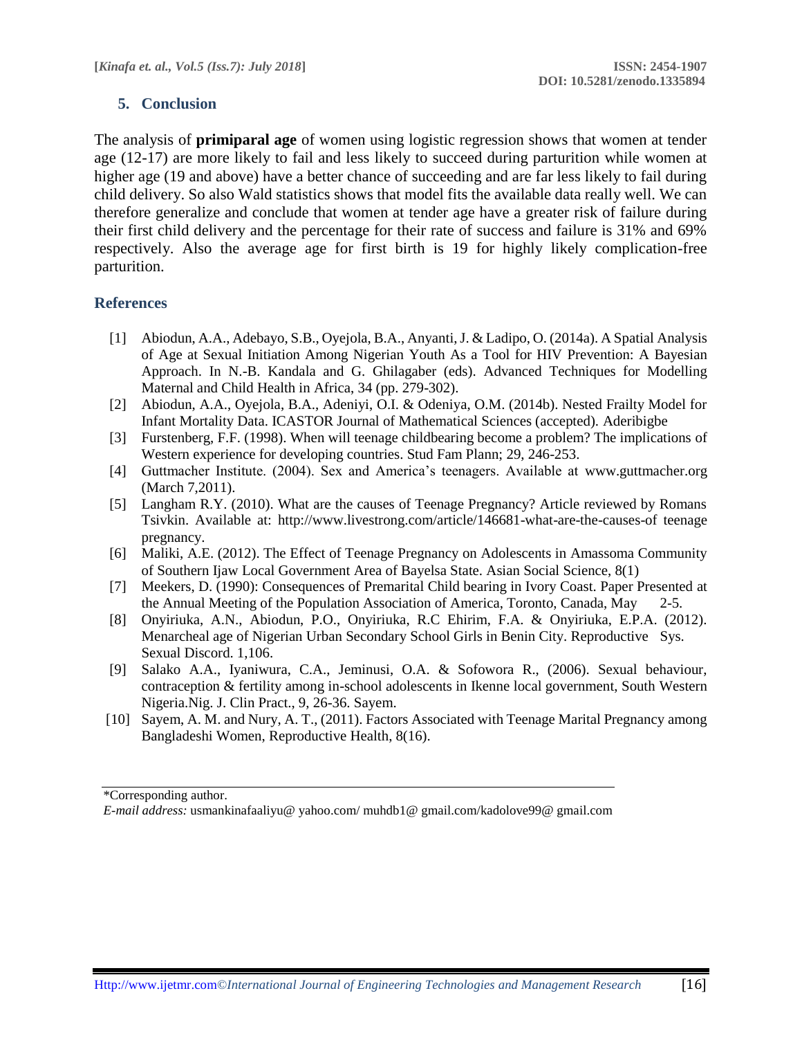## 5. Conclusion

The analysis of **primiparal age** of women using logistic regression shows that women at tender age (12-17) are more likely to fail and less likely to succeed during parturition while women at higher age (19 and above) have a better chance of succeeding and are far less likely to fail during child delivery. So also Wald statistics shows that model fits the available data really well. We can therefore generalize and conclude that women at tender age have a greater risk of failure during their first child delivery and the percentage for their rate of success and failure is 31% and 69% respectively. Also the average age for first birth is 19 for highly likely complication-free parturition.

## References

[1] Abiodun, A.A., Adebayo, S.B., Oyejola, B.A., Anyanti, J. & Ladipo, O. (2014a). A Spatial Analysis of Age at Sexual Initiation Among Nigerian Youth As a Tool for HIV Prevention: A Bayesian Approach. In N.-B. Kandala and G. Ghilagaber (eds). Advanced Techniques for Modelling Maternal and Child Health in Africa, 34 (pp. 279-302).

[2] Abiodun, A.A., Oyejola, B.A., Adeniyi, O.I. & Odeniya, O.M. (2014b). Nested Frailty Model for Infant Mortality Data. ICASTOR Journal of Mathematical Sciences (accepted). Aderibigbe

[3] Furstenberg, F.F. (1998). When will teenage childbearing become a problem? The implications of Western experience for developing countries. Stud Fam Plann; 29, 246-253.

[4] Guttmacher Institute. (2004). Sex and America's teenagers. Available at www.guttmacher.org (March 7,2011).

[5] Langham R.Y. (2010). What are the causes of Teenage Pregnancy? Article reviewed by Romans Tsivkin. Available at: http://www.livestrong.com/article/146681-what-are-the-causes-of teenage pregnancy.

[6] Maliki, A.E. (2012). The Effect of Teenage Pregnancy on Adolescents in Amassoma Community of Southern Ijaw Local Government Area of Bayelsa State. Asian Social Science, 8(1)

[7] Meekers, D. (1990): Consequences of Premarital Child bearing in Ivory Coast. Paper Presented at the Annual Meeting of the Population Association of America, Toronto, Canada, May 2-5.

[8] Onyiriuka, A.N., Abiodun, P.O., Onyiriuka, R.C Ehirim, F.A. & Onyiriuka, E.P.A. (2012). Menarcheal age of Nigerian Urban Secondary School Girls in Benin City. Reproductive Sys. Sexual Discord. 1,106.

[9] Salako A.A., Iyaniwura, C.A., Jeminusi, O.A. & Sofowora R., (2006). Sexual behaviour, contraception & fertility among in-school adolescents in Ikenne local government, South Western Nigeria.Nig. J. Clin Pract., 9, 26-36. Sayem.

[10] Sayem, A. M. and Nury, A. T., (2011). Factors Associated with Teenage Marital Pregnancy among Bangladeshi Women, Reproductive Health, 8(16).

*Corresponding author.

*E-mail address:* usmankinafaaliyu@ yahoo.com/ muhdb1@ gmail.com/kadolove99@ gmail.com